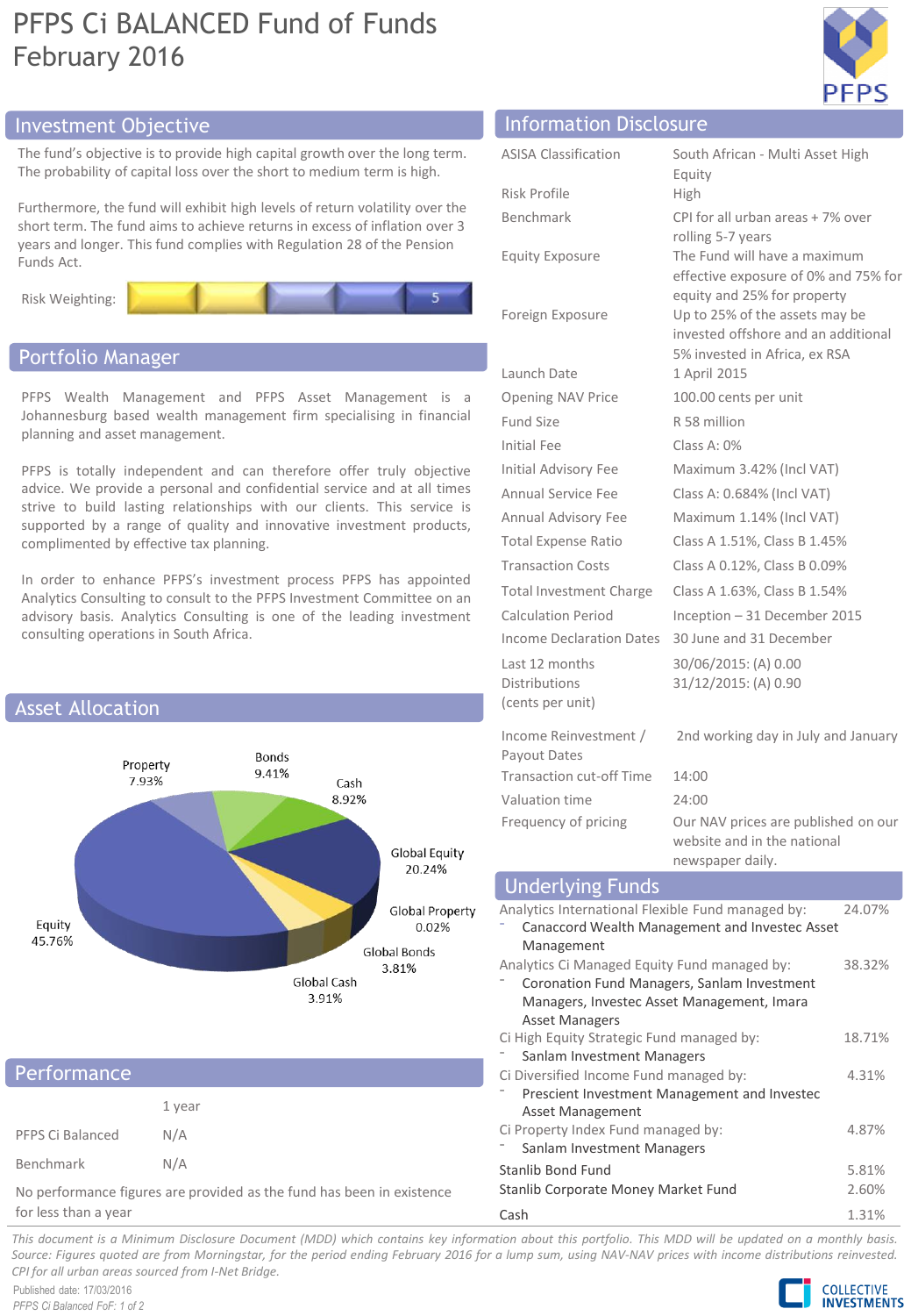# PFPS Ci BALANCED Fund of Funds
## February 2016

## Investment Objective

The fund's objective is to provide high capital growth over the long term. The probability of capital loss over the short to medium term is high.

Furthermore, the fund will exhibit high levels of return volatility over the short term. The fund aims to achieve returns in excess of inflation over 3 years and longer. This fund complies with Regulation 28 of the Pension Funds Act.

Risk Weighting: 5

## Portfolio Manager

PFPS Wealth Management and PFPS Asset Management is a Johannesburg based wealth management firm specialising in financial planning and asset management.

PFPS is totally independent and can therefore offer truly objective advice. We provide a personal and confidential service and at all times strive to build lasting relationships with our clients. This service is supported by a range of quality and innovative investment products, complimented by effective tax planning.

In order to enhance PFPS's investment process PFPS has appointed Analytics Consulting to consult to the PFPS Investment Committee on an advisory basis. Analytics Consulting is one of the leading investment consulting operations in South Africa.

## Asset Allocation

| Asset | Allocation |
|---|---|
| Equity | 45.76% |
| Property | 7.93% |
| Bonds | 9.41% |
| Cash | 8.92% |
| Global Equity | 20.24% |
| Global Property | 0.02% |
| Global Bonds | 3.81% |
| Global Cash | 3.91% |

## Performance

| | 1 year |
|---|---|
| PFPS Ci Balanced | N/A |
| Benchmark | N/A |

No performance figures are provided as the fund has been in existence for less than a year

## Information Disclosure

| | |
|---|---|
| ASISA Classification | South African - Multi Asset High Equity |
| Risk Profile | High |
| Benchmark | CPI for all urban areas + 7% over rolling 5-7 years |
| Equity Exposure | The Fund will have a maximum effective exposure of 0% and 75% for equity and 25% for property |
| Foreign Exposure | Up to 25% of the assets may be invested offshore and an additional 5% invested in Africa, ex RSA |
| Launch Date | 1 April 2015 |
| Opening NAV Price | 100.00 cents per unit |
| Fund Size | R 58 million |
| Initial Fee | Class A: 0% |
| Initial Advisory Fee | Maximum 3.42% (Incl VAT) |
| Annual Service Fee | Class A: 0.684% (Incl VAT) |
| Annual Advisory Fee | Maximum 1.14% (Incl VAT) |
| Total Expense Ratio | Class A 1.51%, Class B 1.45% |
| Transaction Costs | Class A 0.12%, Class B 0.09% |
| Total Investment Charge | Class A 1.63%, Class B 1.54% |
| Calculation Period | Inception – 31 December 2015 |
| Income Declaration Dates | 30 June and 31 December |
| Last 12 months Distributions (cents per unit) | 30/06/2015: (A) 0.00<br>31/12/2015: (A) 0.90 |
| Income Reinvestment / Payout Dates | 2nd working day in July and January |
| Transaction cut-off Time | 14:00 |
| Valuation time | 24:00 |
| Frequency of pricing | Our NAV prices are published on our website and in the national newspaper daily. |

## Underlying Funds

| Fund | Weight |
|---|---|
| Analytics International Flexible Fund managed by:<br>- Canaccord Wealth Management and Investec Asset Management | 24.07% |
| Analytics Ci Managed Equity Fund managed by:<br>- Coronation Fund Managers, Sanlam Investment Managers, Investec Asset Management, Imara Asset Managers | 38.32% |
| Ci High Equity Strategic Fund managed by:<br>- Sanlam Investment Managers | 18.71% |
| Ci Diversified Income Fund managed by:<br>- Prescient Investment Management and Investec Asset Management | 4.31% |
| Ci Property Index Fund managed by:<br>- Sanlam Investment Managers | 4.87% |
| Stanlib Bond Fund | 5.81% |
| Stanlib Corporate Money Market Fund | 2.60% |
| Cash | 1.31% |

*This document is a Minimum Disclosure Document (MDD) which contains key information about this portfolio. This MDD will be updated on a monthly basis. Source: Figures quoted are from Morningstar, for the period ending February 2016 for a lump sum, using NAV-NAV prices with income distributions reinvested. CPI for all urban areas sourced from I-Net Bridge.*

Published date: 17/03/2016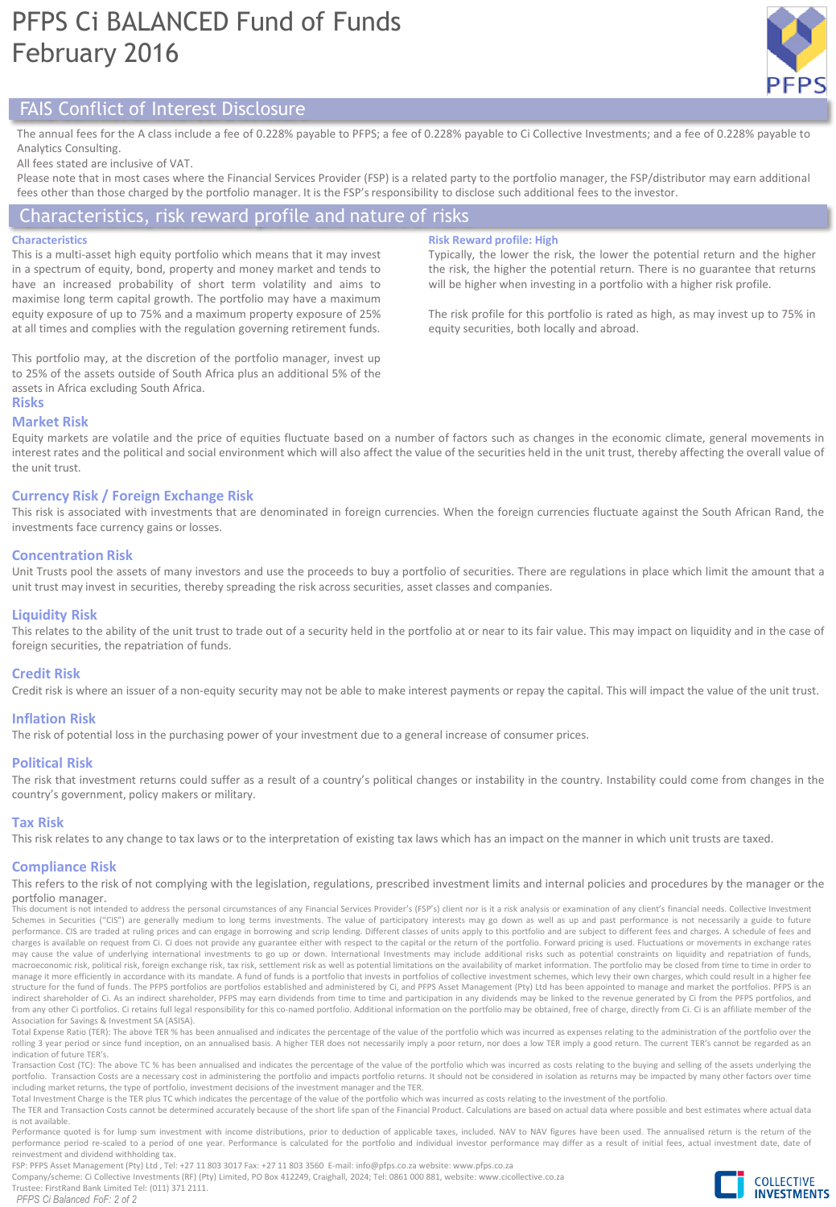# PFPS Ci BALANCED Fund of Funds
February 2016

## FAIS Conflict of Interest Disclosure

The annual fees for the A class include a fee of 0.228% payable to PFPS; a fee of 0.228% payable to Ci Collective Investments; and a fee of 0.228% payable to Analytics Consulting.

All fees stated are inclusive of VAT.

Please note that in most cases where the Financial Services Provider (FSP) is a related party to the portfolio manager, the FSP/distributor may earn additional fees other than those charged by the portfolio manager. It is the FSP's responsibility to disclose such additional fees to the investor.

## Characteristics, risk reward profile and nature of risks

### Characteristics

This is a multi-asset high equity portfolio which means that it may invest in a spectrum of equity, bond, property and money market and tends to have an increased probability of short term volatility and aims to maximise long term capital growth. The portfolio may have a maximum equity exposure of up to 75% and a maximum property exposure of 25% at all times and complies with the regulation governing retirement funds.

This portfolio may, at the discretion of the portfolio manager, invest up to 25% of the assets outside of South Africa plus an additional 5% of the assets in Africa excluding South Africa.

### Risk Reward profile: High

Typically, the lower the risk, the lower the potential return and the higher the risk, the higher the potential return. There is no guarantee that returns will be higher when investing in a portfolio with a higher risk profile.

The risk profile for this portfolio is rated as high, as may invest up to 75% in equity securities, both locally and abroad.

### Risks

#### Market Risk

Equity markets are volatile and the price of equities fluctuate based on a number of factors such as changes in the economic climate, general movements in interest rates and the political and social environment which will also affect the value of the securities held in the unit trust, thereby affecting the overall value of the unit trust.

#### Currency Risk / Foreign Exchange Risk

This risk is associated with investments that are denominated in foreign currencies. When the foreign currencies fluctuate against the South African Rand, the investments face currency gains or losses.

#### Concentration Risk

Unit Trusts pool the assets of many investors and use the proceeds to buy a portfolio of securities. There are regulations in place which limit the amount that a unit trust may invest in securities, thereby spreading the risk across securities, asset classes and companies.

#### Liquidity Risk

This relates to the ability of the unit trust to trade out of a security held in the portfolio at or near to its fair value. This may impact on liquidity and in the case of foreign securities, the repatriation of funds.

#### Credit Risk

Credit risk is where an issuer of a non-equity security may not be able to make interest payments or repay the capital. This will impact the value of the unit trust.

#### Inflation Risk

The risk of potential loss in the purchasing power of your investment due to a general increase of consumer prices.

#### Political Risk

The risk that investment returns could suffer as a result of a country's political changes or instability in the country. Instability could come from changes in the country's government, policy makers or military.

#### Tax Risk

This risk relates to any change to tax laws or to the interpretation of existing tax laws which has an impact on the manner in which unit trusts are taxed.

#### Compliance Risk

This refers to the risk of not complying with the legislation, regulations, prescribed investment limits and internal policies and procedures by the manager or the portfolio manager.

This document is not intended to address the personal circumstances of any Financial Services Provider's (FSP's) client nor is it a risk analysis or examination of any client's financial needs. Collective Investment Schemes in Securities ("CIS") are generally medium to long terms investments. The value of participatory interests may go down as well as up and past performance is not necessarily a guide to future performance. CIS are traded at ruling prices and can engage in borrowing and scrip lending. Different classes of units apply to this portfolio and are subject to different fees and charges. A schedule of fees and charges is available on request from Ci. Ci does not provide any guarantee either with respect to the capital or the return of the portfolio. Forward pricing is used. Fluctuations or movements in exchange rates may cause the value of underlying international investments to go up or down. International Investments may include additional risks such as potential constraints on liquidity and repatriation of funds, macroeconomic risk, political risk, foreign exchange risk, tax risk, settlement risk as well as potential limitations on the availability of market information. The portfolio may be closed from time to time in order to manage it more efficiently in accordance with its mandate. A fund of funds is a portfolio that invests in portfolios of collective investment schemes, which levy their own charges, which could result in a higher fee structure for the fund of funds. The PFPS portfolios are portfolios established and administered by Ci, and PFPS Asset Management (Pty) Ltd has been appointed to manage and market the portfolios. PFPS is an indirect shareholder of Ci. As an indirect shareholder, PFPS may earn dividends from time to time and participation in any dividends may be linked to the revenue generated by Ci from the PFPS portfolios, and from any other Ci portfolios. Ci retains full legal responsibility for this co-named portfolio. Additional information on the portfolio may be obtained, free of charge, directly from Ci. Ci is an affiliate member of the Association for Savings & Investment SA (ASISA).

Total Expense Ratio (TER): The above TER % has been annualised and indicates the percentage of the value of the portfolio which was incurred as expenses relating to the administration of the portfolio over the rolling 3 year period or since fund inception, on an annualised basis. A higher TER does not necessarily imply a poor return, nor does a low TER imply a good return. The current TER's cannot be regarded as an indication of future TER's.

Transaction Cost (TC): The above TC % has been annualised and indicates the percentage of the value of the portfolio which was incurred as costs relating to the buying and selling of the assets underlying the portfolio. Transaction Costs are a necessary cost in administering the portfolio and impacts portfolio returns. It should not be considered in isolation as returns may be impacted by many other factors over time including market returns, the type of portfolio, investment decisions of the investment manager and the TER.

Total Investment Charge is the TER plus TC which indicates the percentage of the value of the portfolio which was incurred as costs relating to the investment of the portfolio.

The TER and Transaction Costs cannot be determined accurately because of the short life span of the Financial Product. Calculations are based on actual data where possible and best estimates where actual data is not available.

Performance quoted is for lump sum investment with income distributions, prior to deduction of applicable taxes, included. NAV to NAV figures have been used. The annualised return is the return of the performance period re-scaled to a period of one year. Performance is calculated for the portfolio and individual investor performance may differ as a result of initial fees, actual investment date, date of reinvestment and dividend withholding tax.

FSP: PFPS Asset Management (Pty) Ltd , Tel: +27 11 803 3017 Fax: +27 11 803 3560 E-mail: info@pfps.co.za website: www.pfps.co.za

Company/scheme: Ci Collective Investments (RF) (Pty) Limited, PO Box 412249, Craighall, 2024; Tel: 0861 000 881, website: www.cicollective.co.za

Trustee: FirstRand Bank Limited Tel: (011) 371 2111.